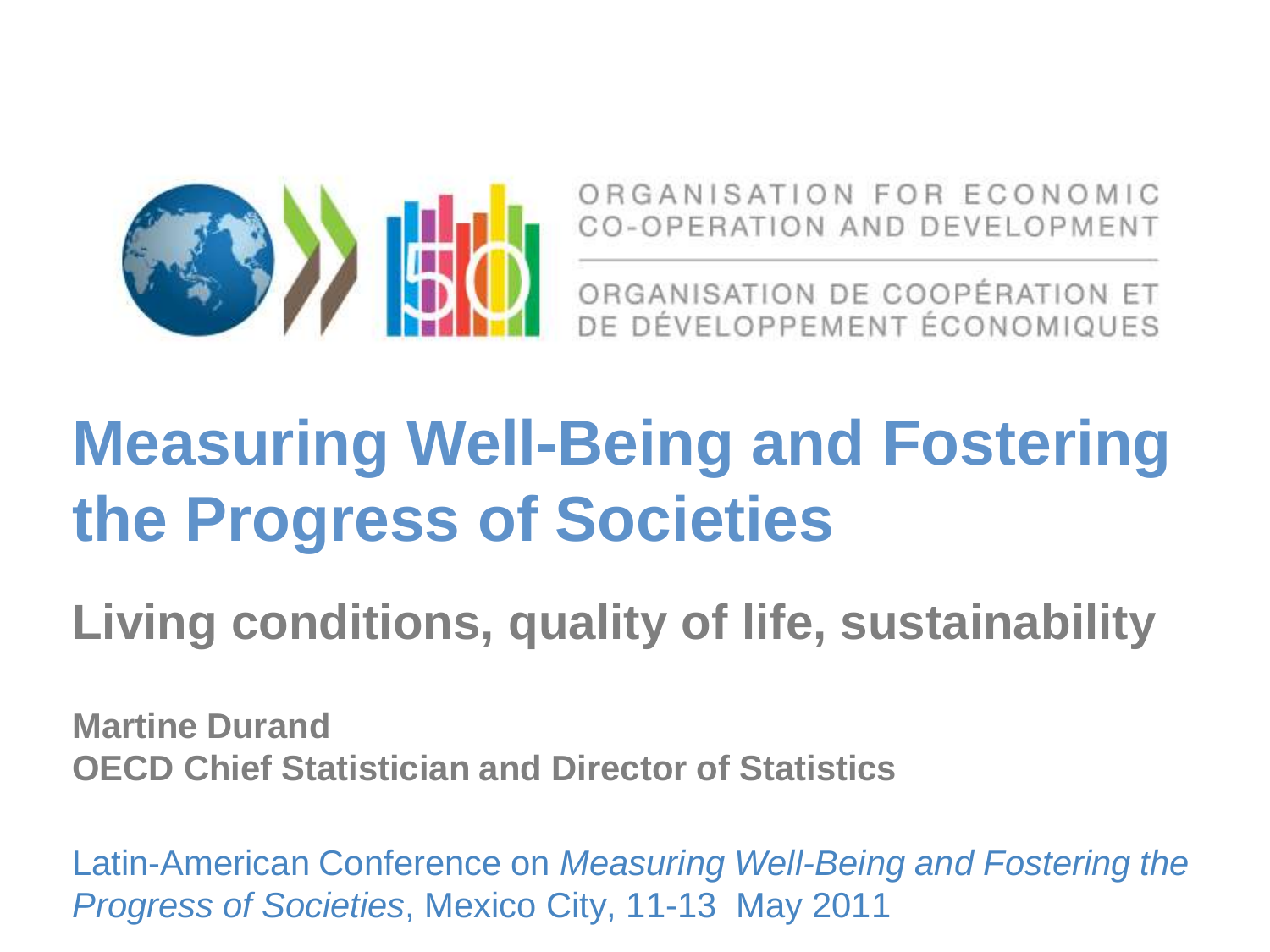ORGANISATION FOR ECONOMIC CO-OPERATION AND DEVELOPMENT

ORGANISATION DE COOPÉRATION ET DE DÉVELOPPEMENT ÉCONOMIQUES

# Measuring Well-Being and Fostering the Progress of Societies

## Living conditions, quality of life, sustainability

**Martine Durand**
**OECD Chief Statistician and Director of Statistics**

Latin-American Conference on *Measuring Well-Being and Fostering the Progress of Societies*, Mexico City, 11-13 May 2011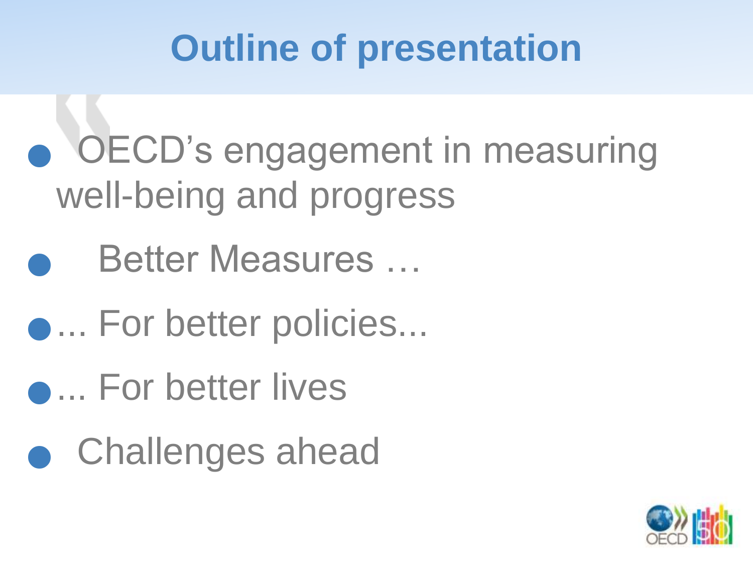# Outline of presentation

- OECD's engagement in measuring well-being and progress
- Better Measures …
- ... For better policies...
- ... For better lives
- Challenges ahead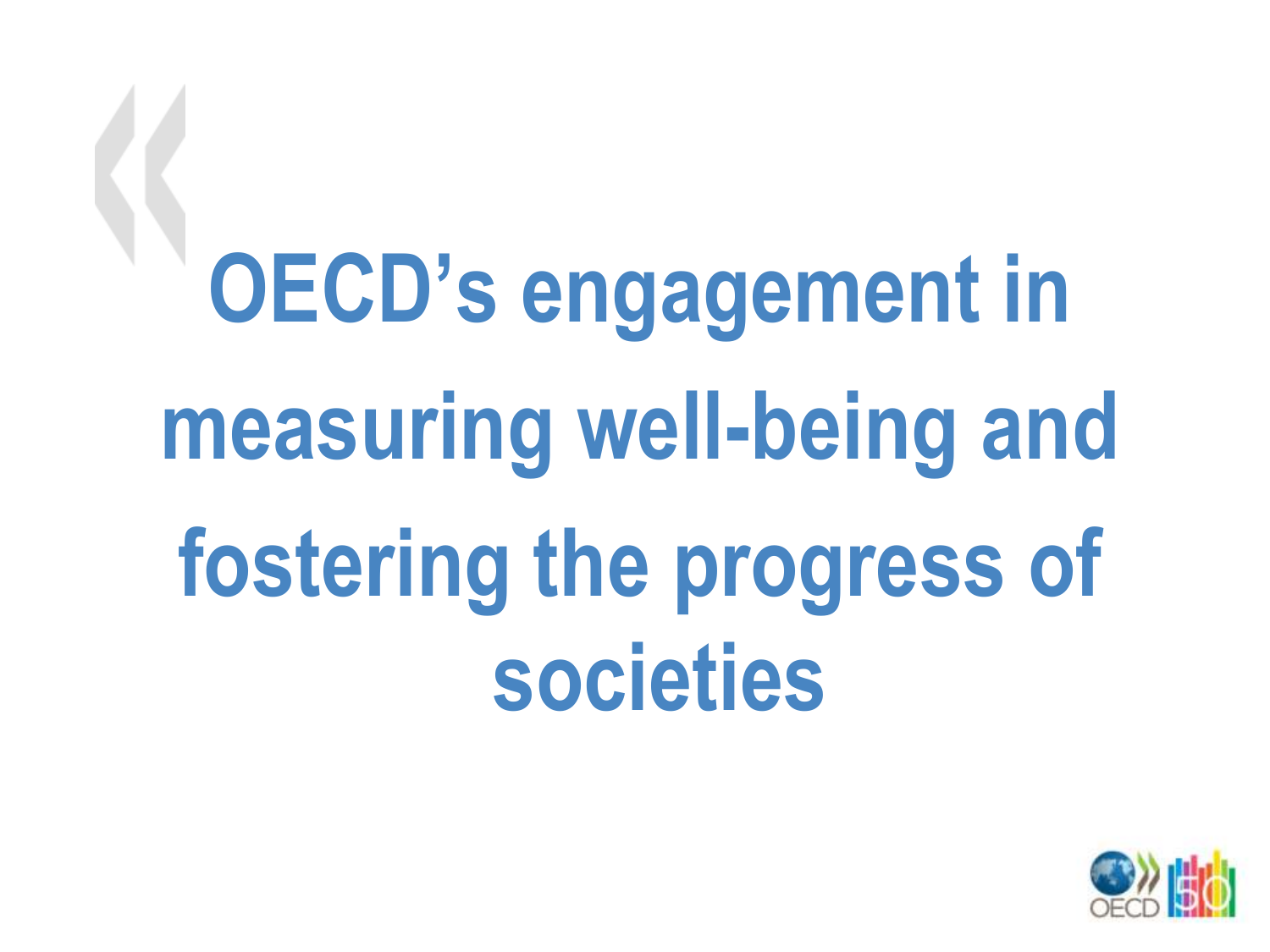# OECD's engagement in measuring well-being and fostering the progress of societies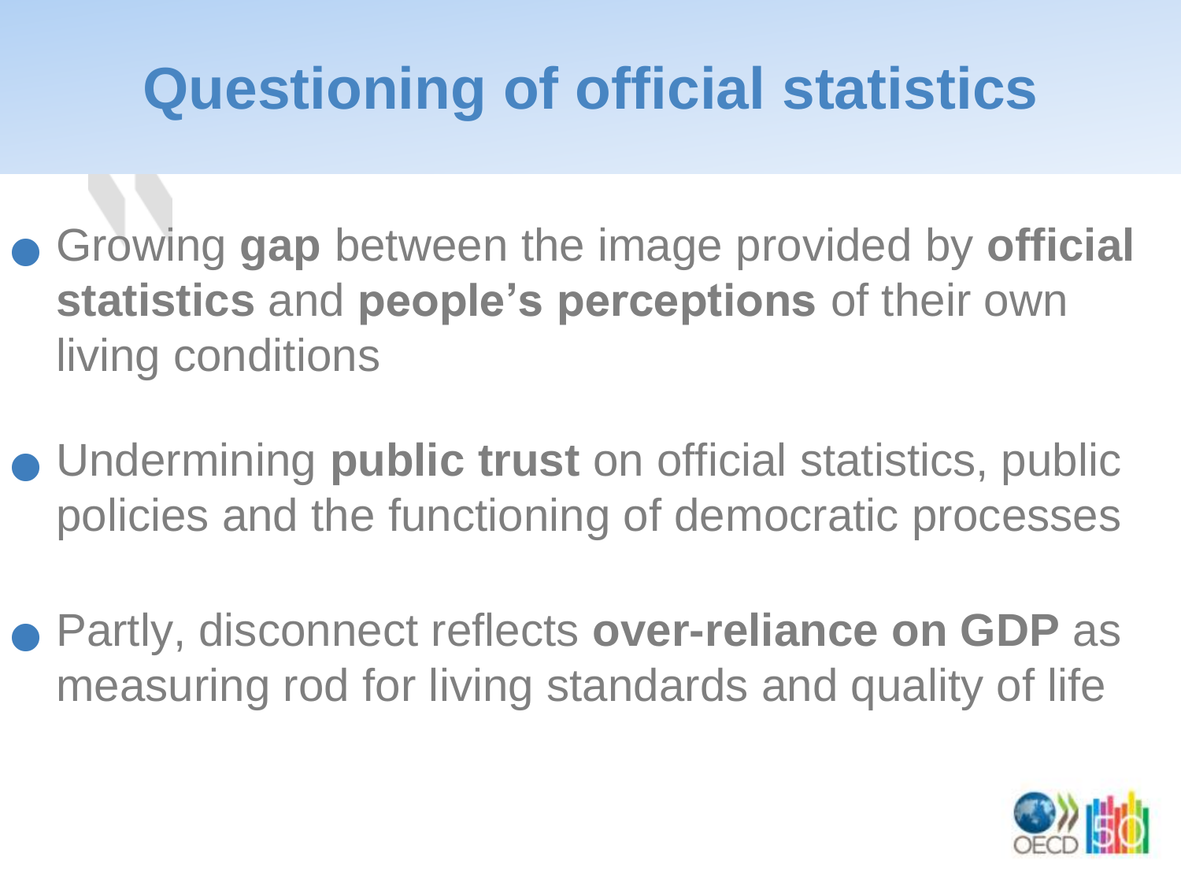# Questioning of official statistics

- Growing **gap** between the image provided by **official statistics** and **people's perceptions** of their own living conditions

- Undermining **public trust** on official statistics, public policies and the functioning of democratic processes

- Partly, disconnect reflects **over-reliance on GDP** as measuring rod for living standards and quality of life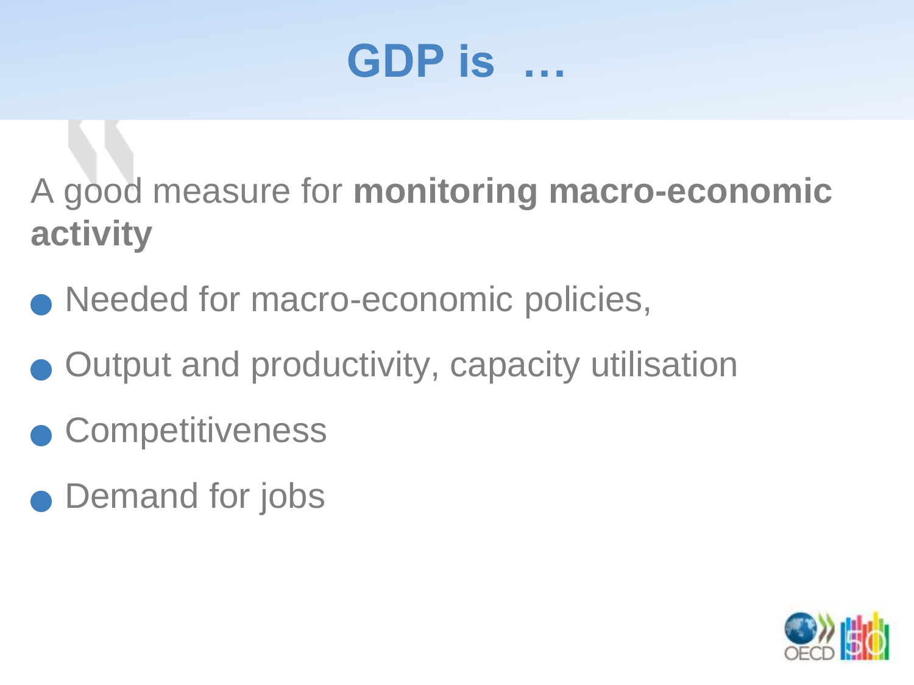# GDP is …

A good measure for **monitoring macro-economic activity**

- Needed for macro-economic policies,
- Output and productivity, capacity utilisation
- Competitiveness
- Demand for jobs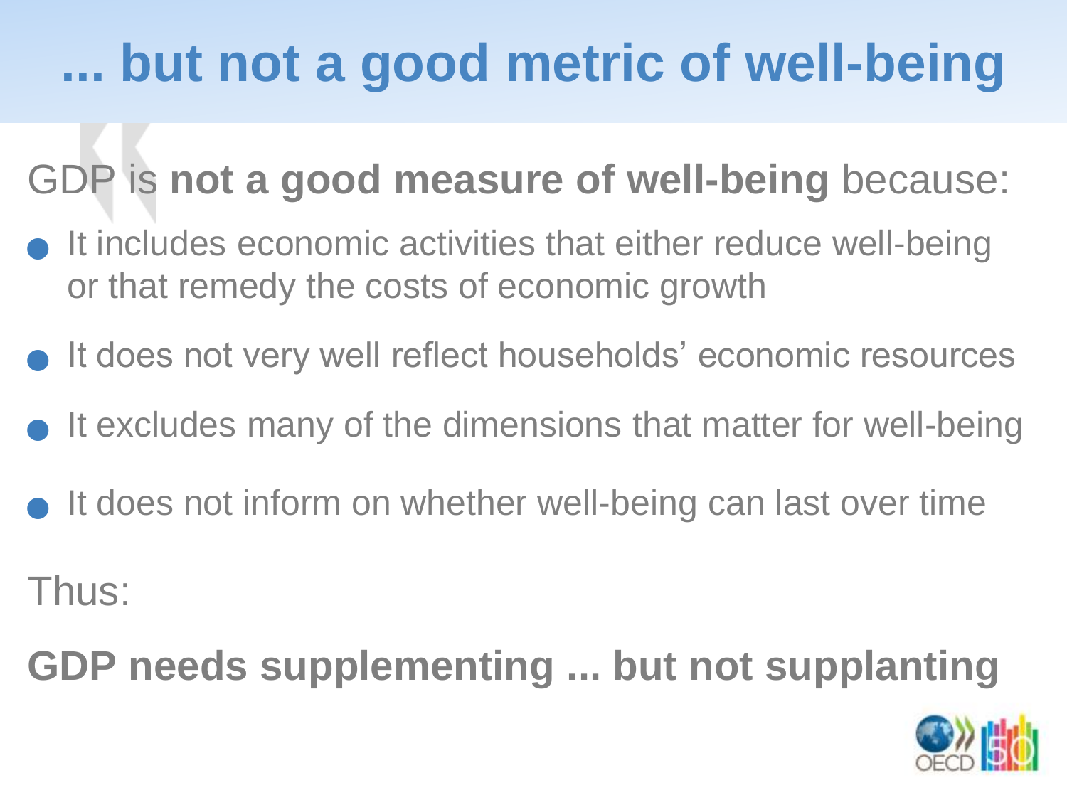# ... but not a good metric of well-being

GDP is **not a good measure of well-being** because:

- It includes economic activities that either reduce well-being or that remedy the costs of economic growth
- It does not very well reflect households' economic resources
- It excludes many of the dimensions that matter for well-being
- It does not inform on whether well-being can last over time

Thus:

**GDP needs supplementing ... but not supplanting**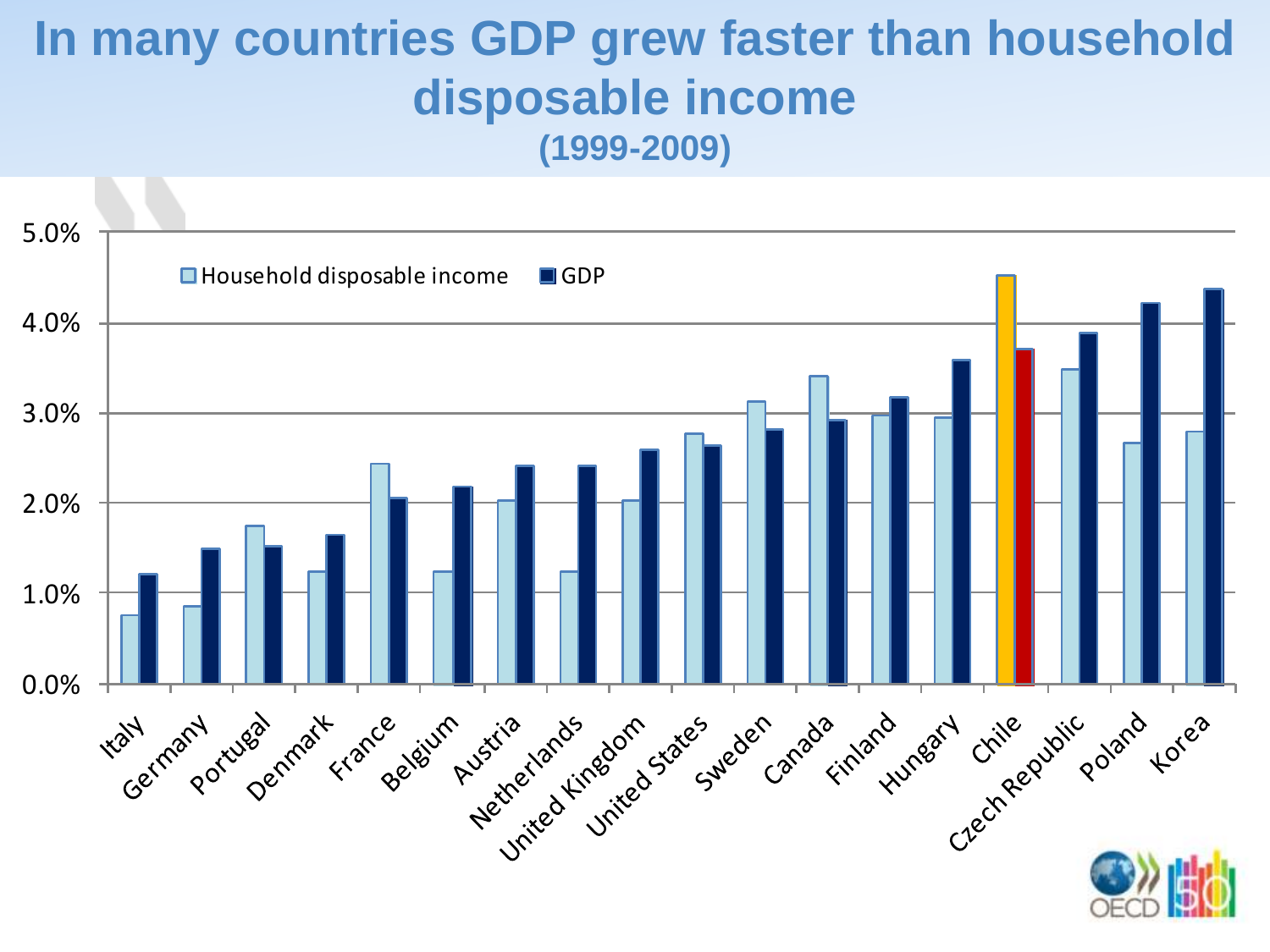# In many countries GDP grew faster than household disposable income

**(1999-2009)**

| Country | Household disposable income | GDP |
|---|---|---|
| Italy | 0.8% | 1.2% |
| Germany | 0.9% | 1.5% |
| Portugal | 1.8% | 1.5% |
| Denmark | 1.2% | 1.6% |
| France | 2.4% | 2.1% |
| Belgium | 1.2% | 2.2% |
| Austria | 2.0% | 2.4% |
| Netherlands | 1.2% | 2.4% |
| United Kingdom | 2.0% | 2.6% |
| United States | 2.8% | 2.6% |
| Sweden | 3.1% | 2.8% |
| Canada | 3.4% | 2.9% |
| Finland | 3.0% | 3.2% |
| Hungary | 3.0% | 3.6% |
| Chile | 4.5% | 3.7% |
| Czech Republic | 3.5% | 3.9% |
| Poland | 2.7% | 4.2% |
| Korea | 2.8% | 4.4% |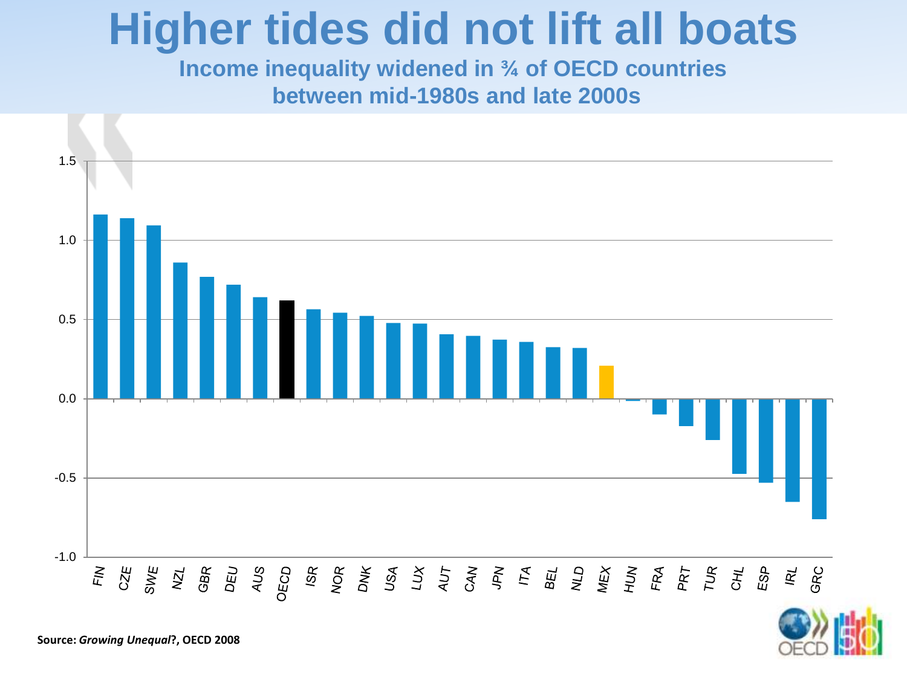# Higher tides did not lift all boats

**Income inequality widened in ¾ of OECD countries between mid-1980s and late 2000s**

| Country | Value |
|---|---|
| FIN | 1.16 |
| CZE | 1.14 |
| SWE | 1.09 |
| NZL | 0.86 |
| GBR | 0.77 |
| DEU | 0.72 |
| AUS | 0.64 |
| OECD | 0.62 |
| ISR | 0.56 |
| NOR | 0.54 |
| DNK | 0.52 |
| USA | 0.48 |
| LUX | 0.47 |
| AUT | 0.41 |
| CAN | 0.40 |
| JPN | 0.37 |
| ITA | 0.36 |
| BEL | 0.33 |
| NLD | 0.32 |
| MEX | 0.21 |
| HUN | -0.01 |
| FRA | -0.10 |
| PRT | -0.17 |
| TUR | -0.26 |
| CHL | -0.47 |
| ESP | -0.53 |
| IRL | -0.65 |
| GRC | -0.76 |

**Source:** ***Growing Unequal?*, OECD 2008**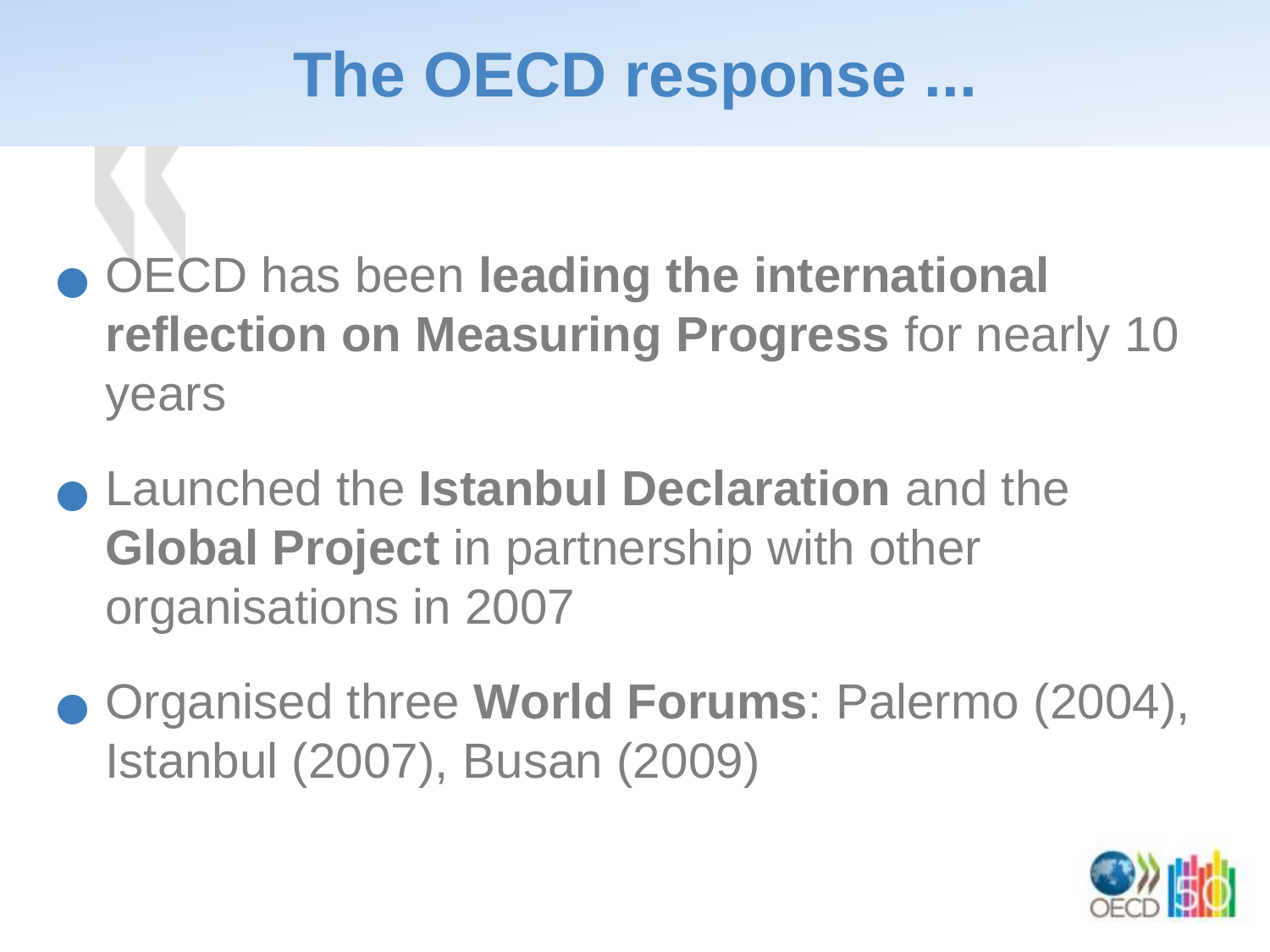# The OECD response ...

- OECD has been **leading the international reflection on Measuring Progress** for nearly 10 years
- Launched the **Istanbul Declaration** and the **Global Project** in partnership with other organisations in 2007
- Organised three **World Forums**: Palermo (2004), Istanbul (2007), Busan (2009)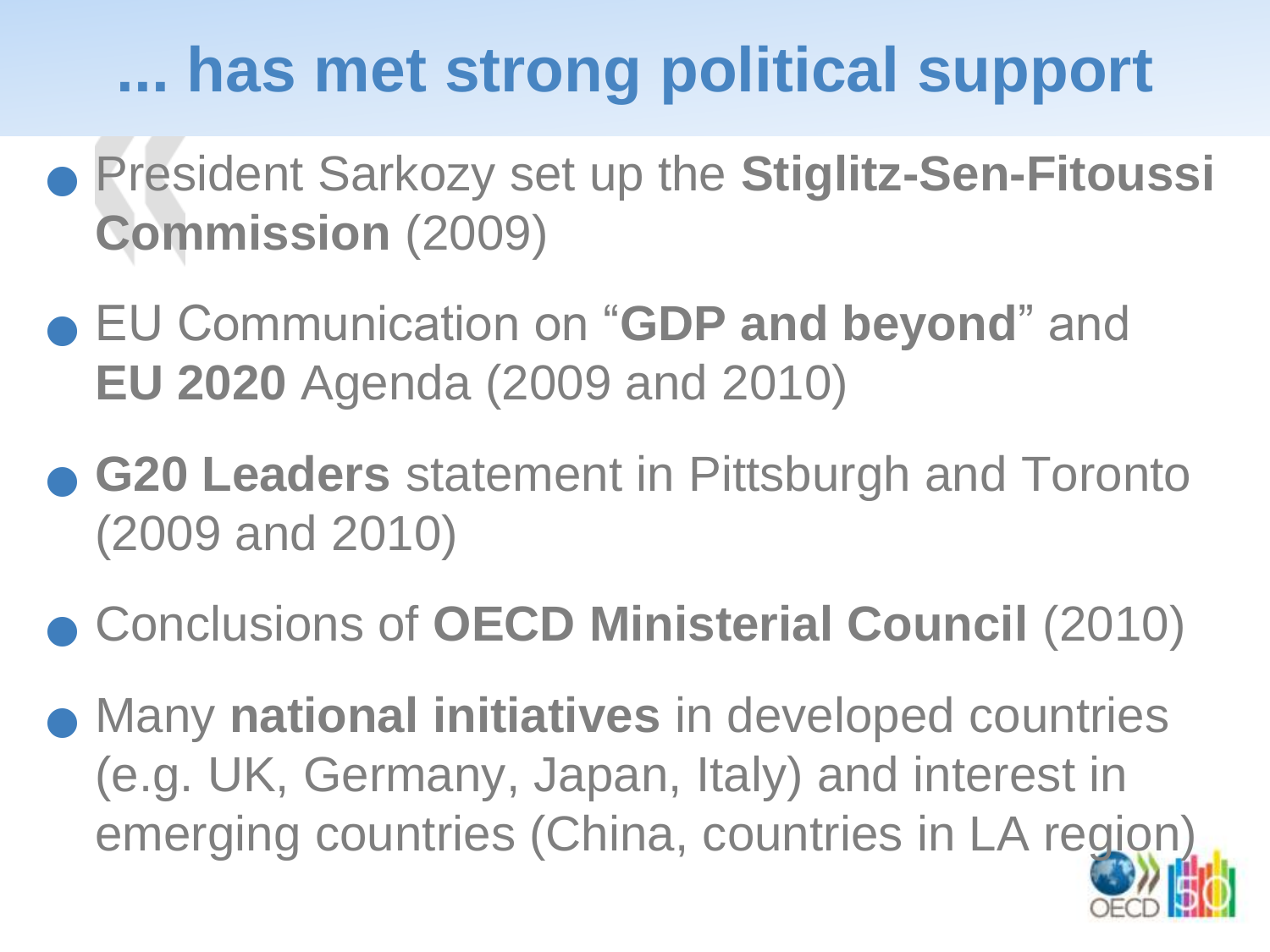# ... has met strong political support

- President Sarkozy set up the **Stiglitz-Sen-Fitoussi Commission** (2009)
- EU Communication on "**GDP and beyond**" and **EU 2020** Agenda (2009 and 2010)
- **G20 Leaders** statement in Pittsburgh and Toronto (2009 and 2010)
- Conclusions of **OECD Ministerial Council** (2010)
- Many **national initiatives** in developed countries (e.g. UK, Germany, Japan, Italy) and interest in emerging countries (China, countries in LA region)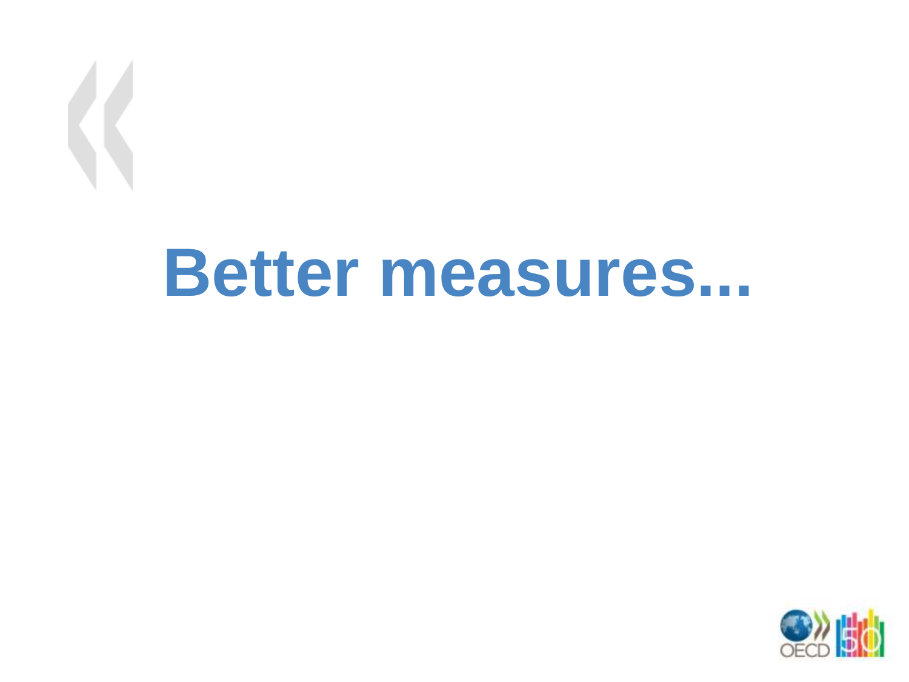# Better measures...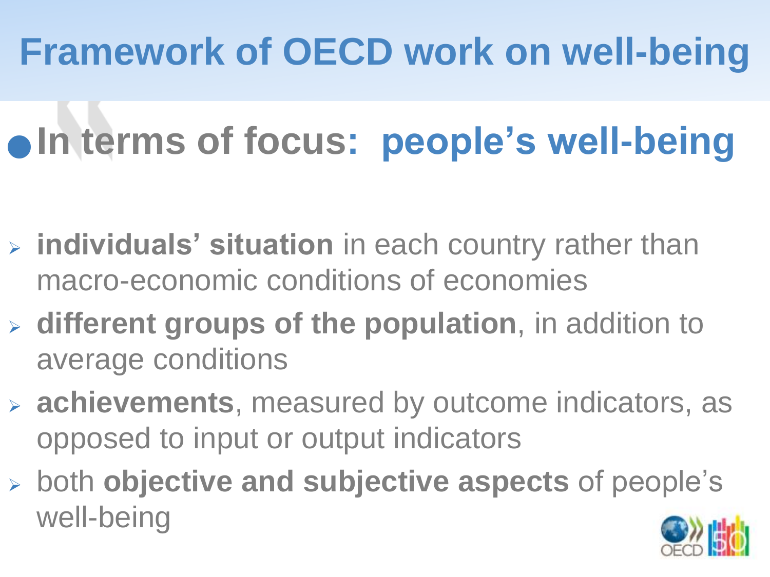# Framework of OECD work on well-being

## In terms of focus: people's well-being

- **individuals' situation** in each country rather than macro-economic conditions of economies
- **different groups of the population**, in addition to average conditions
- **achievements**, measured by outcome indicators, as opposed to input or output indicators
- both **objective and subjective aspects** of people's well-being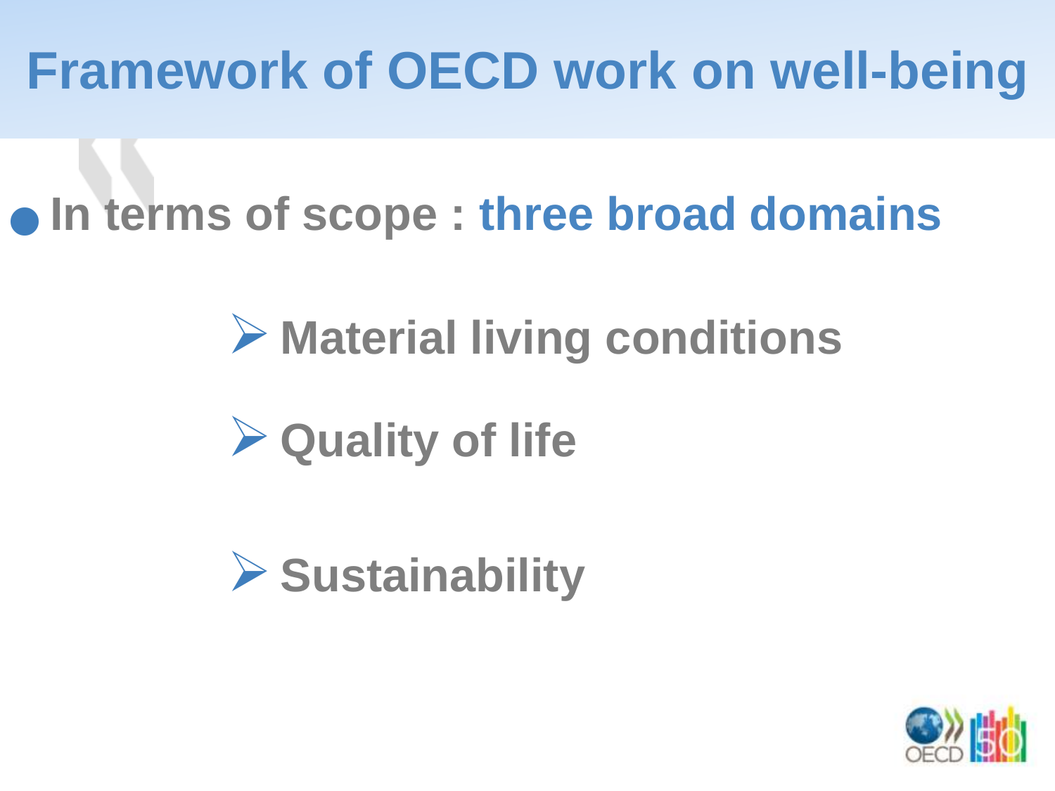# Framework of OECD work on well-being

- **In terms of scope : three broad domains**
  - **Material living conditions**
  - **Quality of life**
  - **Sustainability**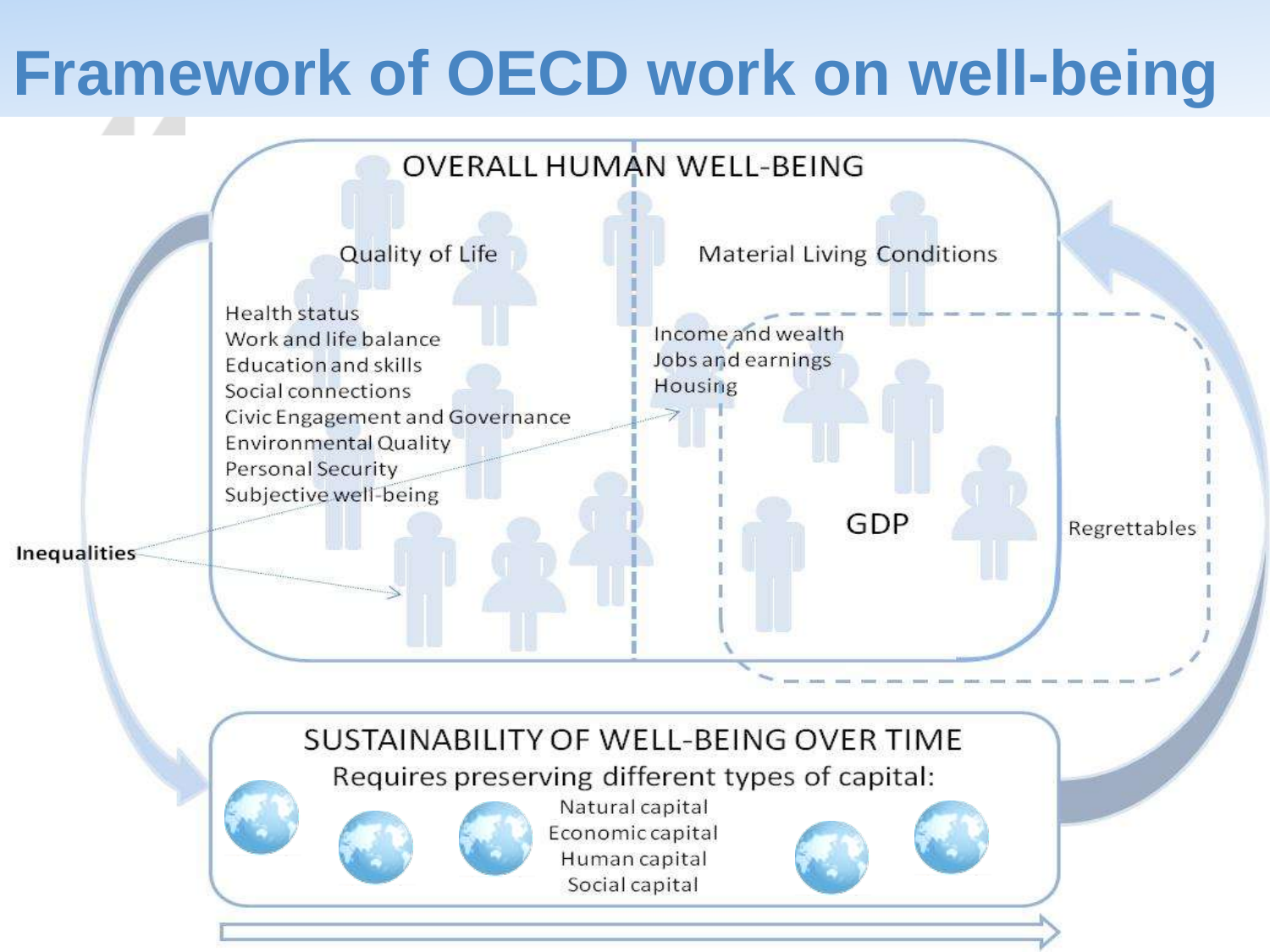# Framework of OECD work on well-being

OVERALL HUMAN WELL-BEING

Quality of Life

- Health status
- Work and life balance
- Education and skills
- Social connections
- Civic Engagement and Governance
- Environmental Quality
- Personal Security
- Subjective well-being

Material Living Conditions

- Income and wealth
- Jobs and earnings
- Housing

GDP

Regrettables

Inequalities

SUSTAINABILITY OF WELL-BEING OVER TIME

Requires preserving different types of capital:

- Natural capital
- Economic capital
- Human capital
- Social capital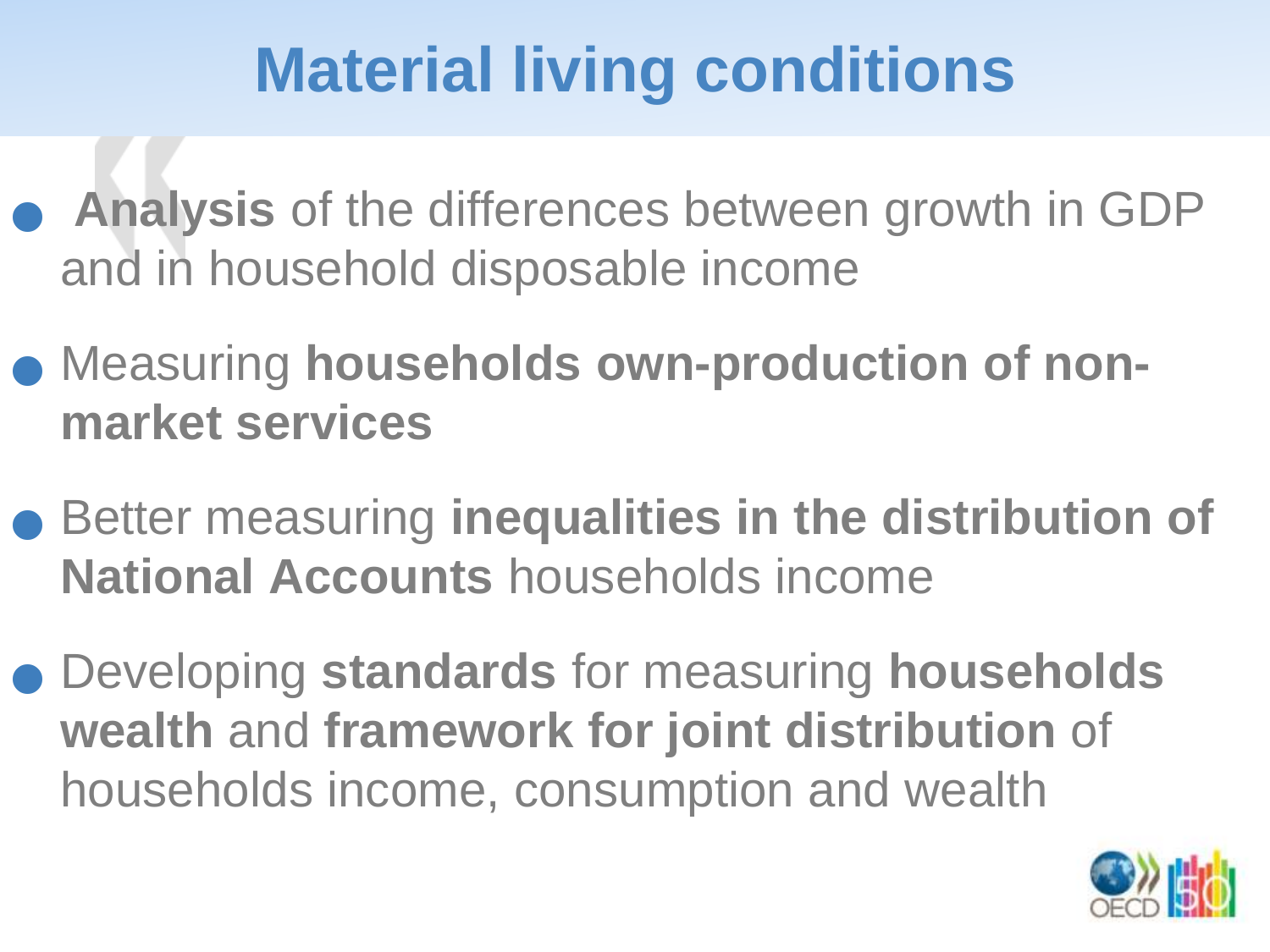# Material living conditions

- **Analysis** of the differences between growth in GDP and in household disposable income
- Measuring **households own-production of non-market services**
- Better measuring **inequalities in the distribution of National Accounts** households income
- Developing **standards** for measuring **households wealth** and **framework for joint distribution** of households income, consumption and wealth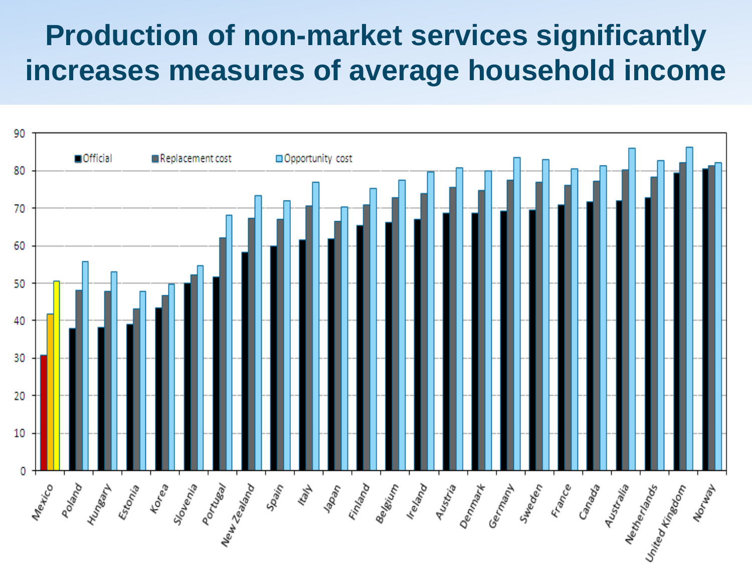# Production of non-market services significantly increases measures of average household income

| Country | Official | Replacement cost | Opportunity cost |
|---|---|---|---|
| Mexico | 30.7 | 41.7 | 50.5 |
| Poland | 37.9 | 48.1 | 55.8 |
| Hungary | 38.1 | 47.8 | 53.0 |
| Estonia | 39.0 | 43.1 | 47.8 |
| Korea | 43.4 | 46.7 | 49.7 |
| Slovenia | 50.0 | 52.2 | 54.7 |
| Portugal | 51.6 | 62.1 | 68.1 |
| New Zealand | 58.2 | 67.3 | 73.3 |
| Spain | 59.9 | 67.0 | 71.9 |
| Italy | 61.5 | 70.6 | 76.9 |
| Japan | 61.8 | 66.4 | 70.3 |
| Finland | 65.4 | 70.9 | 75.3 |
| Belgium | 66.2 | 72.7 | 77.4 |
| Ireland | 67.0 | 73.9 | 79.6 |
| Austria | 68.6 | 75.5 | 80.7 |
| Denmark | 68.6 | 74.7 | 79.9 |
| Germany | 69.2 | 77.4 | 83.4 |
| Sweden | 69.4 | 76.9 | 82.9 |
| France | 70.8 | 76.1 | 80.4 |
| Canada | 71.7 | 77.2 | 81.2 |
| Australia | 71.9 | 80.2 | 85.9 |
| Netherlands | 72.7 | 78.3 | 82.6 |
| United Kingdom | 79.3 | 82.0 | 86.2 |
| Norway | 80.4 | 81.2 | 82.1 |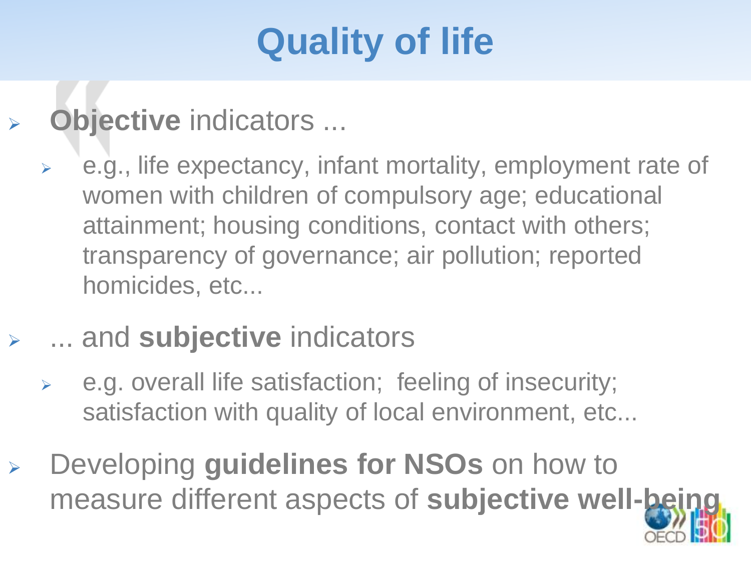# Quality of life

- **Objective** indicators ...
  - e.g., life expectancy, infant mortality, employment rate of women with children of compulsory age; educational attainment; housing conditions, contact with others; transparency of governance; air pollution; reported homicides, etc...
- ... and **subjective** indicators
  - e.g. overall life satisfaction; feeling of insecurity; satisfaction with quality of local environment, etc...
- Developing **guidelines for NSOs** on how to measure different aspects of **subjective well-being**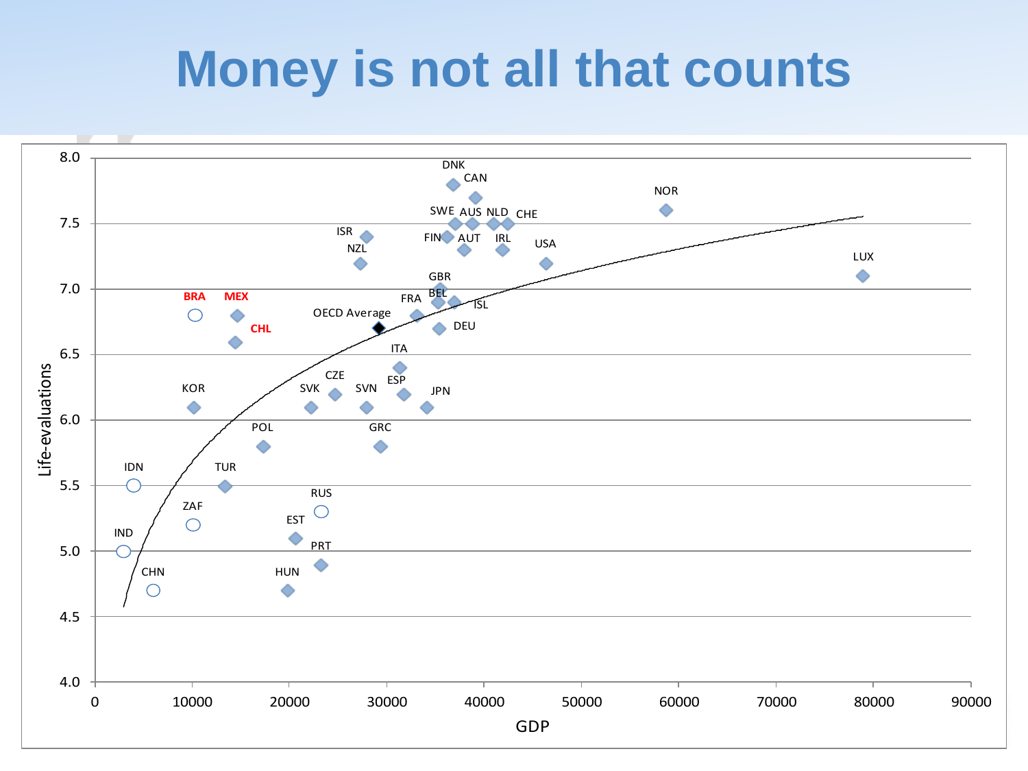# Money is not all that counts

GDP vs. Life-evaluations

| Country | GDP (approx.) | Life-evaluations (approx.) |
|---|---|---|
| DNK | 36800 | 7.8 |
| CAN | 39100 | 7.7 |
| NOR | 58700 | 7.6 |
| SWE | 37000 | 7.5 |
| AUS | 38800 | 7.5 |
| NLD | 41000 | 7.5 |
| CHE | 42500 | 7.5 |
| ISR | 28000 | 7.4 |
| FIN | 36200 | 7.4 |
| AUT | 37900 | 7.3 |
| IRL | 41900 | 7.3 |
| NZL | 27400 | 7.2 |
| USA | 46400 | 7.2 |
| LUX | 78900 | 7.1 |
| GBR | 35600 | 7.0 |
| BEL | 35300 | 6.9 |
| ISL | 36900 | 6.9 |
| FRA | 33100 | 6.8 |
| BRA | 10300 | 6.8 |
| MEX | 14700 | 6.8 |
| OECD Average | 29200 | 6.7 |
| DEU | 35400 | 6.7 |
| CHL | 14500 | 6.6 |
| ITA | 31300 | 6.4 |
| CZE | 24700 | 6.2 |
| ESP | 31700 | 6.2 |
| KOR | 10200 | 6.1 |
| SVK | 22300 | 6.1 |
| SVN | 28000 | 6.1 |
| JPN | 34100 | 6.1 |
| POL | 17400 | 5.8 |
| GRC | 29300 | 5.8 |
| IDN | 4000 | 5.5 |
| TUR | 13400 | 5.5 |
| RUS | 23200 | 5.3 |
| ZAF | 10100 | 5.2 |
| EST | 20700 | 5.1 |
| IND | 2900 | 5.0 |
| PRT | 23200 | 4.9 |
| CHN | 6000 | 4.7 |
| HUN | 19900 | 4.7 |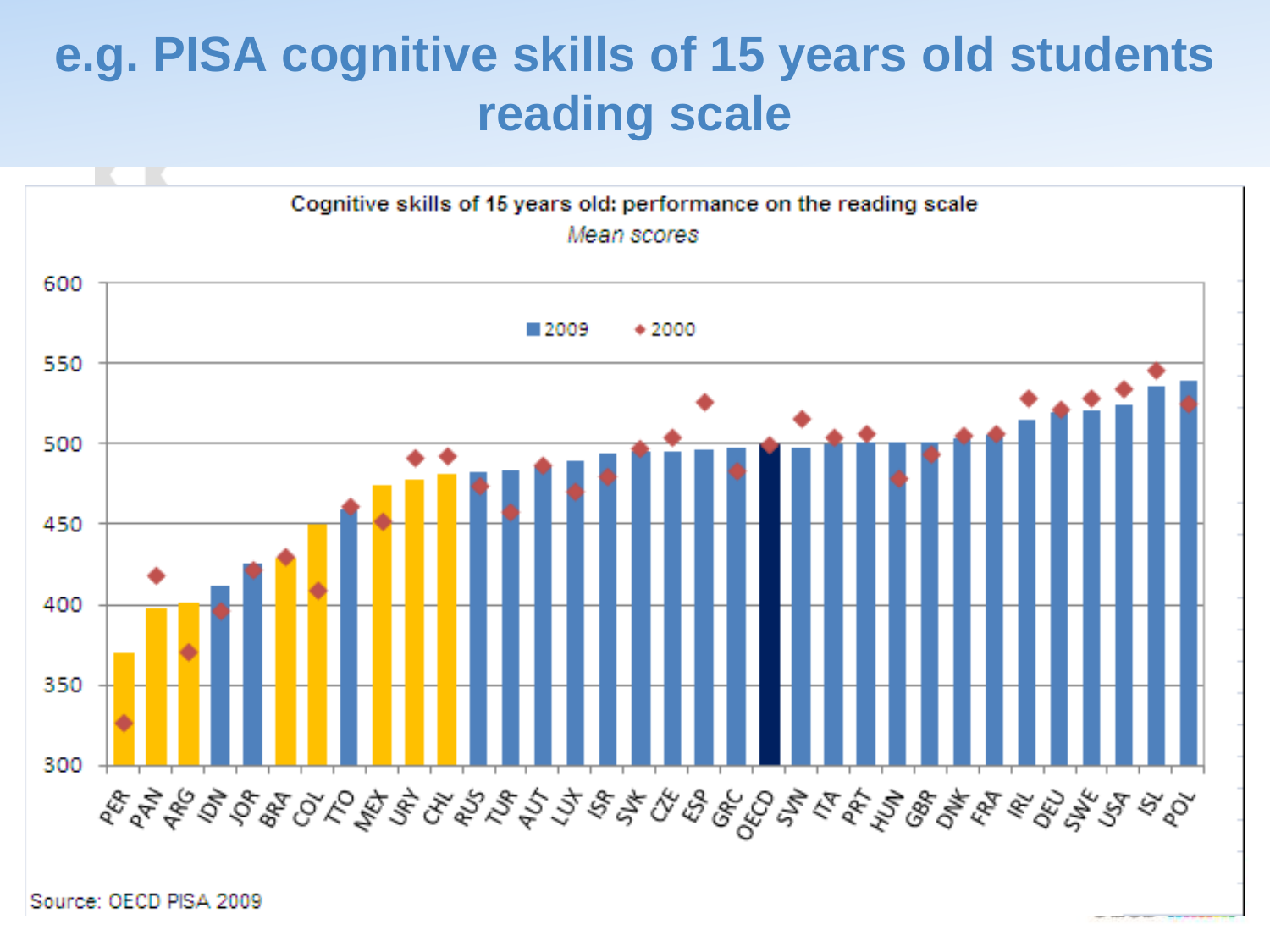# e.g. PISA cognitive skills of 15 years old students reading scale

Cognitive skills of 15 years old: performance on the reading scale

*Mean scores*

■ 2009 ◆ 2000

PER PAN ARG IDN JOR BRA COL TTO MEX URY CHL RUS TUR AUT LUX ISR SVK CZE ESP GRC OECD SVN ITA PRT HUN GBR DNK FRA IRL DEU SWE USA ISL POL

Source: OECD PISA 2009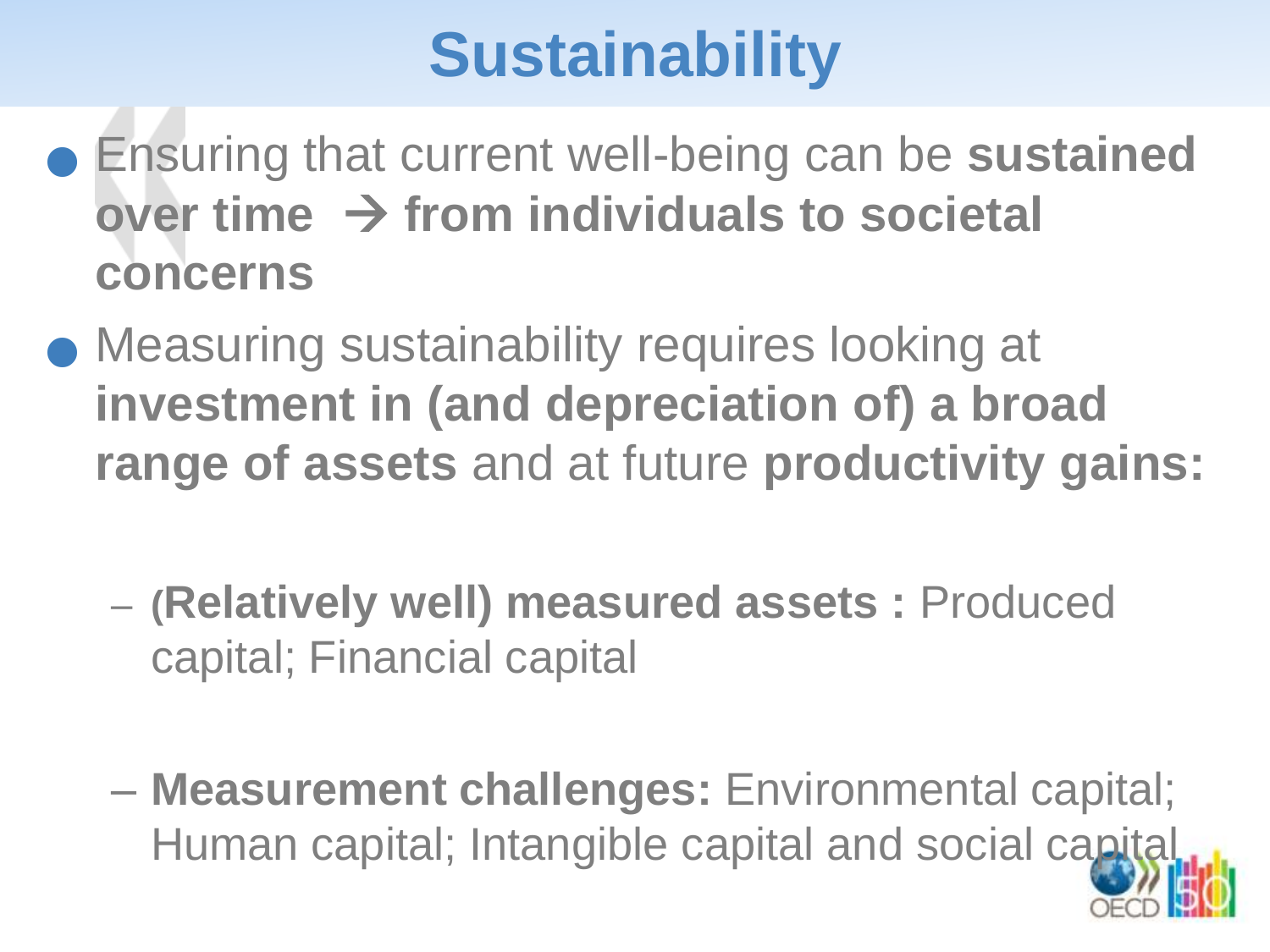# Sustainability

- Ensuring that current well-being can be **sustained over time → from individuals to societal concerns**
- Measuring sustainability requires looking at **investment in (and depreciation of) a broad range of assets** and at future **productivity gains:**
  - **(Relatively well) measured assets :** Produced capital; Financial capital
  - **Measurement challenges:** Environmental capital; Human capital; Intangible capital and social capital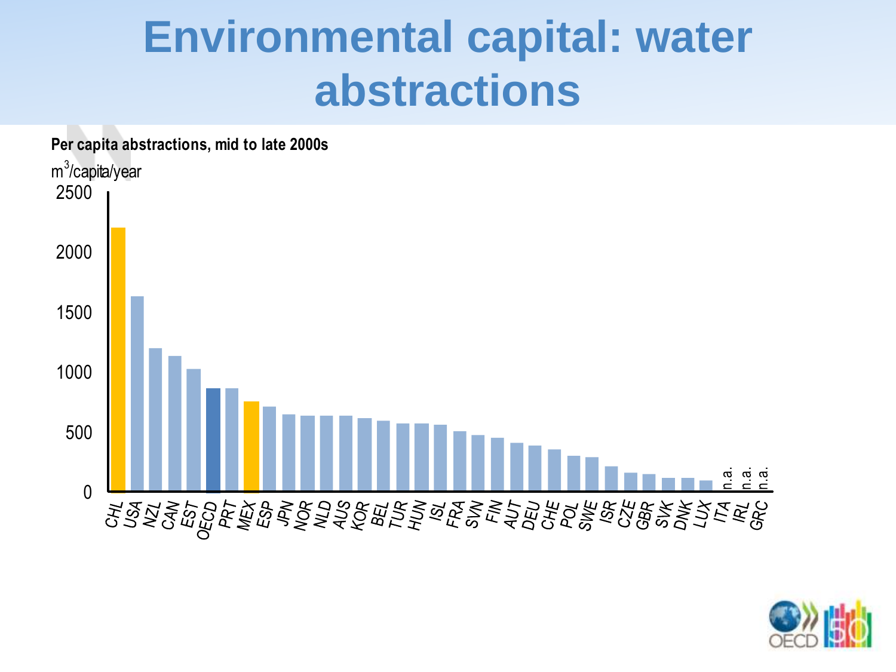# Environmental capital: water abstractions

**Per capita abstractions, mid to late 2000s**

m$^3$/capita/year

| Country | Value (approx.) |
|---|---|
| CHL | 2200 |
| USA | 1630 |
| NZL | 1200 |
| CAN | 1130 |
| EST | 1020 |
| OECD | 860 |
| PRT | 860 |
| MEX | 750 |
| ESP | 710 |
| JPN | 640 |
| NOR | 630 |
| NLD | 630 |
| AUS | 630 |
| KOR | 610 |
| BEL | 590 |
| TUR | 570 |
| HUN | 570 |
| ISL | 560 |
| FRA | 500 |
| SVN | 470 |
| FIN | 450 |
| AUT | 410 |
| DEU | 380 |
| CHE | 350 |
| POL | 300 |
| SWE | 290 |
| ISR | 210 |
| CZE | 160 |
| GBR | 145 |
| SVK | 115 |
| DNK | 115 |
| LUX | 95 |
| ITA | n.a. |
| IRL | n.a. |
| GRC | n.a. |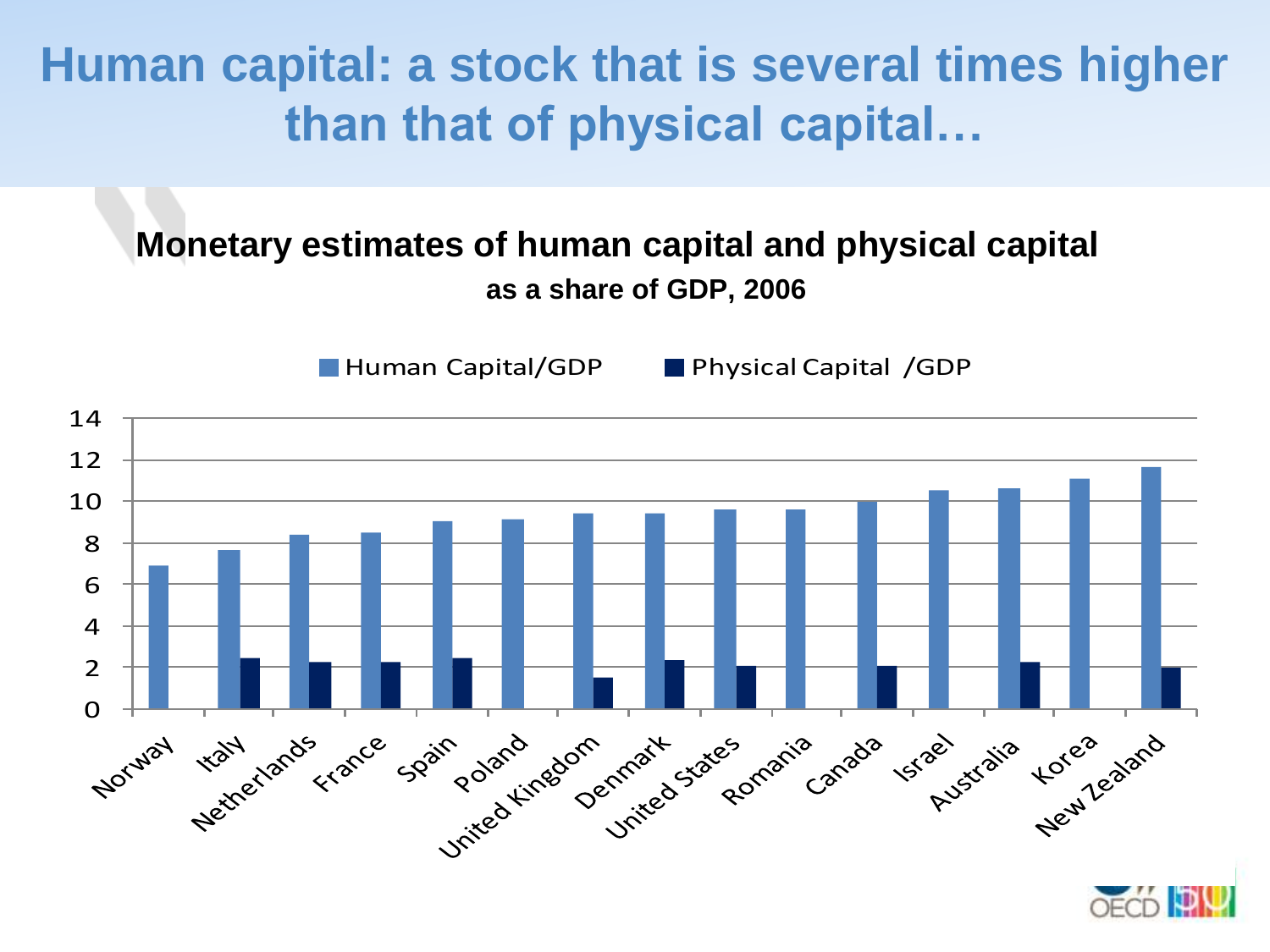# Human capital: a stock that is several times higher than that of physical capital…

**Monetary estimates of human capital and physical capital**

**as a share of GDP, 2006**

| Country | Human Capital/GDP | Physical Capital /GDP |
|---|---|---|
| Norway | 6.9 | |
| Italy | 7.6 | 2.4 |
| Netherlands | 8.4 | 2.2 |
| France | 8.5 | 2.2 |
| Spain | 9.0 | 2.4 |
| Poland | 9.1 | |
| United Kingdom | 9.4 | 1.5 |
| Denmark | 9.4 | 2.3 |
| United States | 9.6 | 2.0 |
| Romania | 9.6 | |
| Canada | 10.0 | 2.0 |
| Israel | 10.5 | |
| Australia | 10.6 | 2.2 |
| Korea | 11.0 | |
| New Zealand | 11.6 | 2.0 |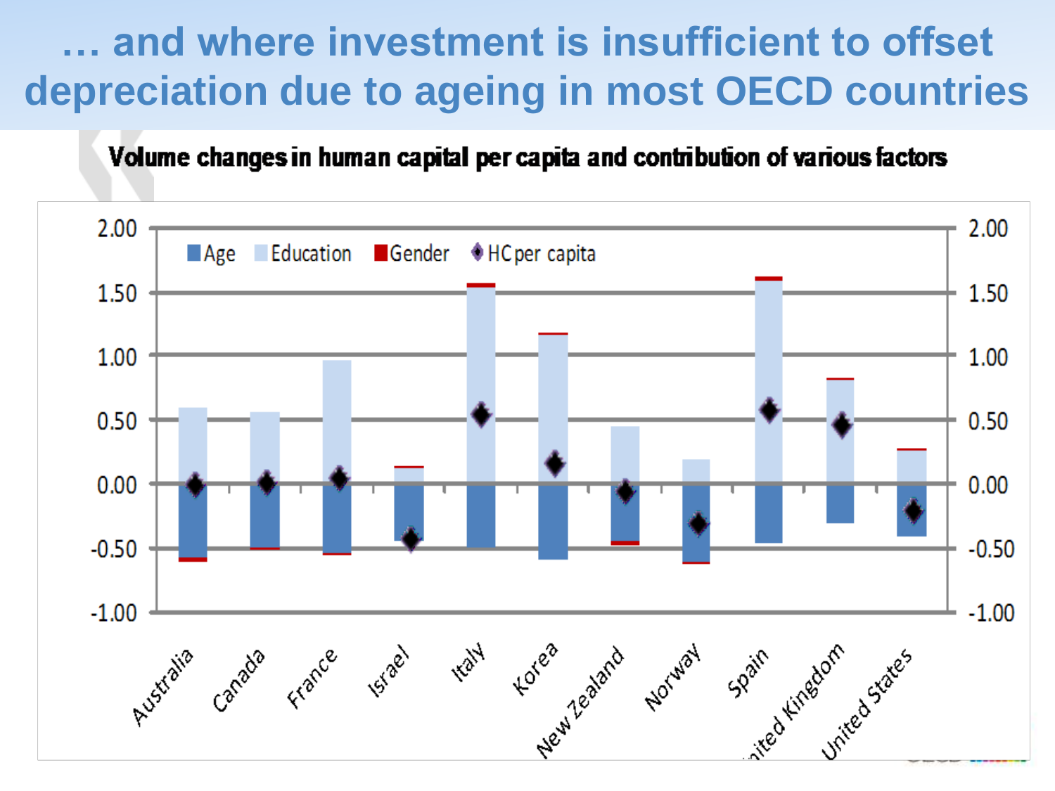# … and where investment is insufficient to offset depreciation due to ageing in most OECD countries

**Volume changes in human capital per capita and contribution of various factors**

Legend: Age, Education, Gender, HC per capita

Countries: Australia, Canada, France, Israel, Italy, Korea, New Zealand, Norway, Spain, United Kingdom, United States

Axis: -1.00, -0.50, 0.00, 0.50, 1.00, 1.50, 2.00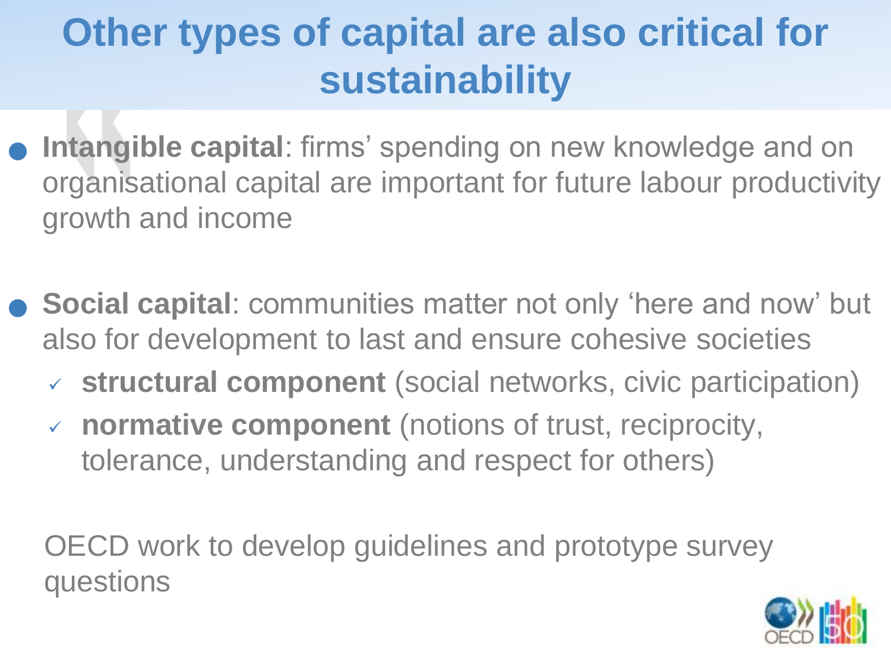# Other types of capital are also critical for sustainability

- **Intangible capital**: firms' spending on new knowledge and on organisational capital are important for future labour productivity growth and income

- **Social capital**: communities matter not only 'here and now' but also for development to last and ensure cohesive societies
  - ✓ **structural component** (social networks, civic participation)
  - ✓ **normative component** (notions of trust, reciprocity, tolerance, understanding and respect for others)

OECD work to develop guidelines and prototype survey questions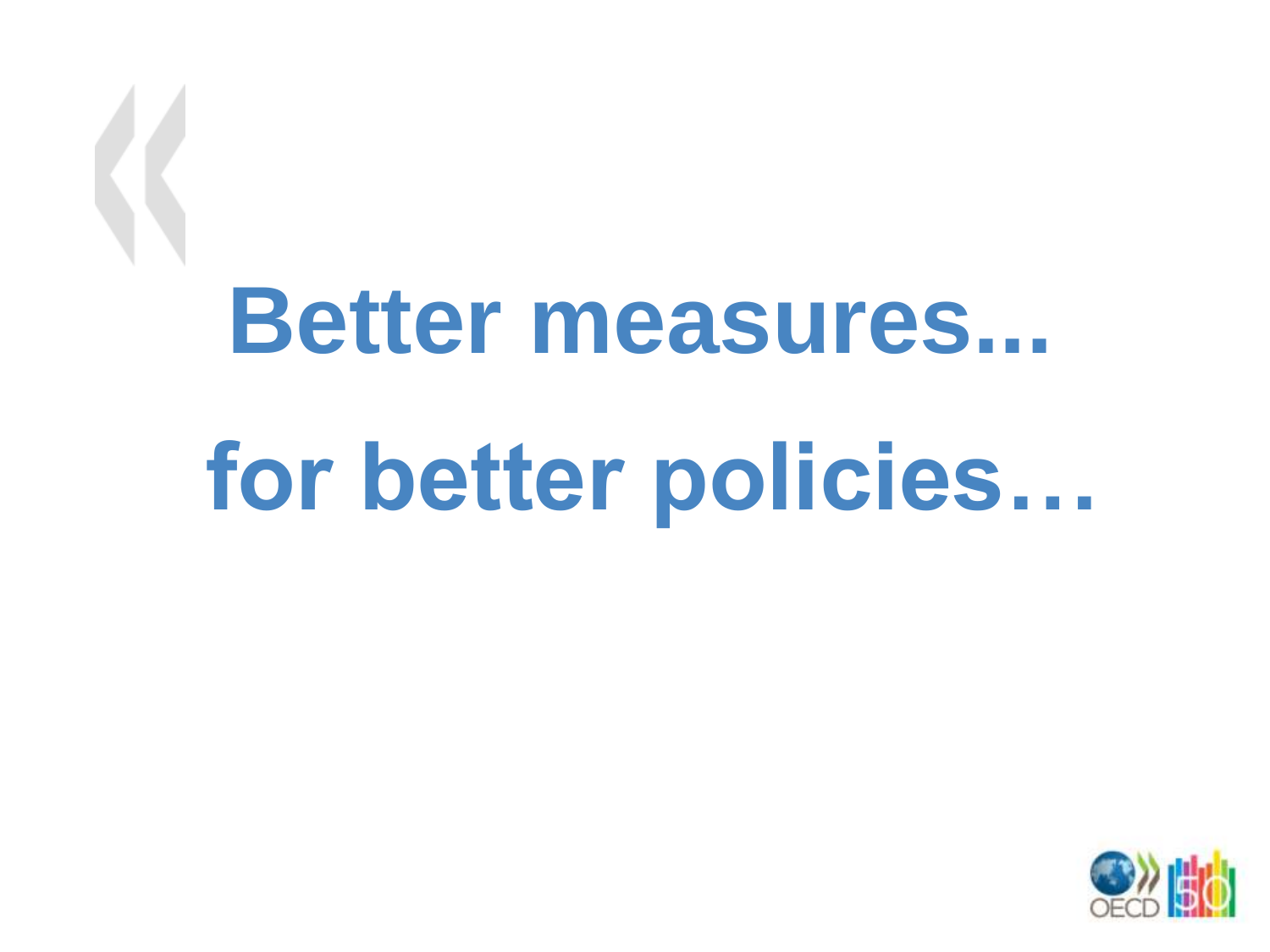# Better measures...

# for better policies…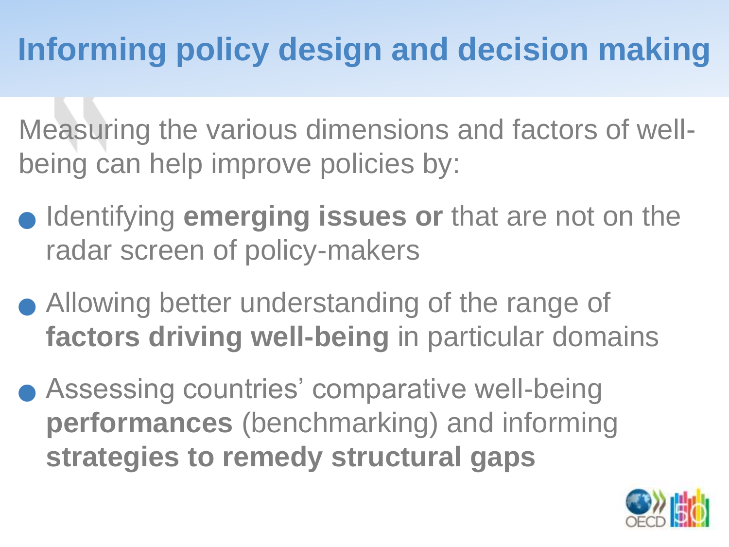# Informing policy design and decision making

Measuring the various dimensions and factors of well-being can help improve policies by:

- Identifying **emerging issues or** that are not on the radar screen of policy-makers
- Allowing better understanding of the range of **factors driving well-being** in particular domains
- Assessing countries' comparative well-being **performances** (benchmarking) and informing **strategies to remedy structural gaps**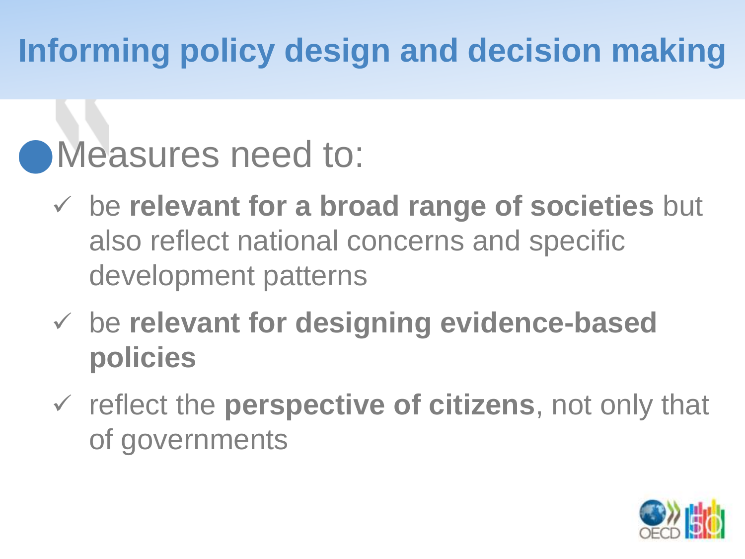# Informing policy design and decision making

- Measures need to:
  - ✓ be **relevant for a broad range of societies** but also reflect national concerns and specific development patterns
  - ✓ be **relevant for designing evidence-based policies**
  - ✓ reflect the **perspective of citizens**, not only that of governments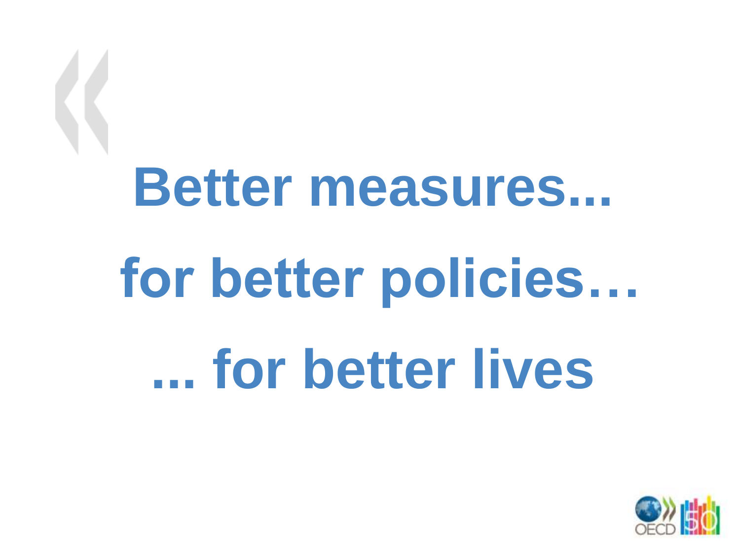**Better measures...**

**for better policies…**

**... for better lives**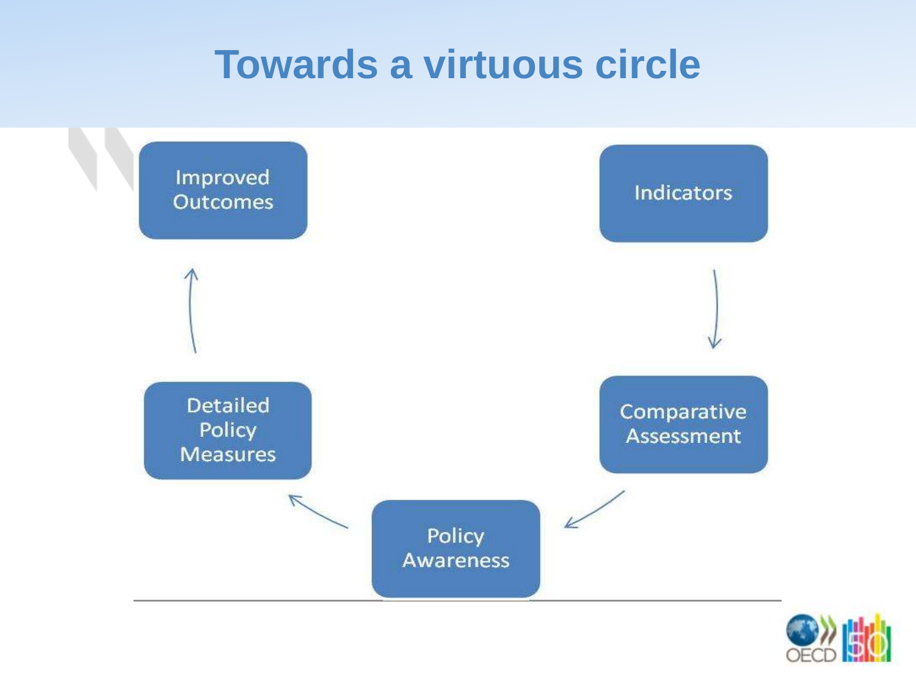# Towards a virtuous circle

Indicators → Comparative Assessment → Policy Awareness → Detailed Policy Measures → Improved Outcomes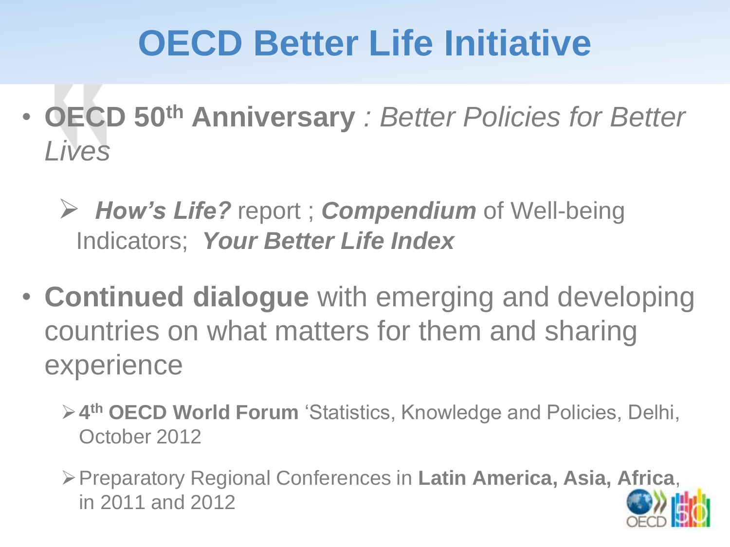# OECD Better Life Initiative

- **OECD 50th Anniversary** *: Better Policies for Better Lives*
  - ***How's Life?*** report ; ***Compendium*** of Well-being Indicators; ***Your Better Life Index***
- **Continued dialogue** with emerging and developing countries on what matters for them and sharing experience
  - **4th OECD World Forum** 'Statistics, Knowledge and Policies, Delhi, October 2012
  - Preparatory Regional Conferences in **Latin America, Asia, Africa**, in 2011 and 2012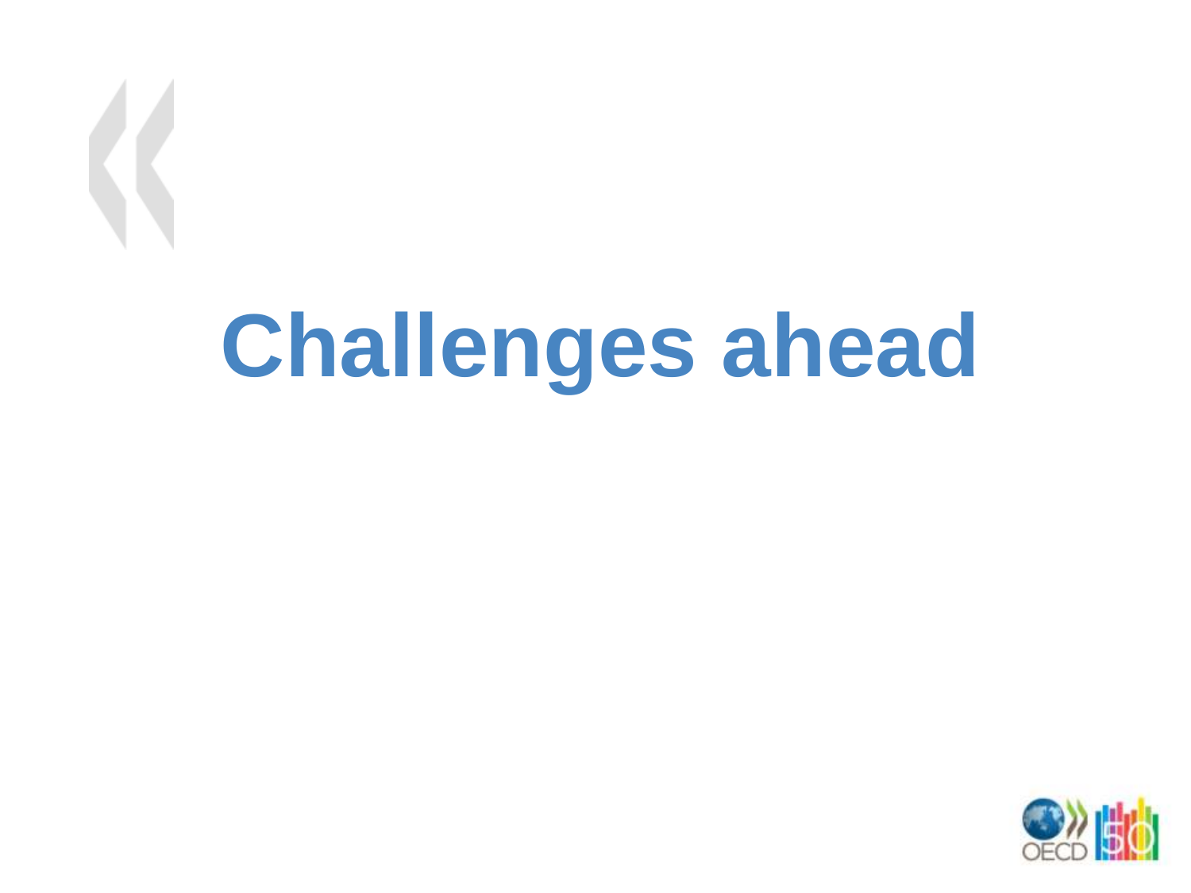# Challenges ahead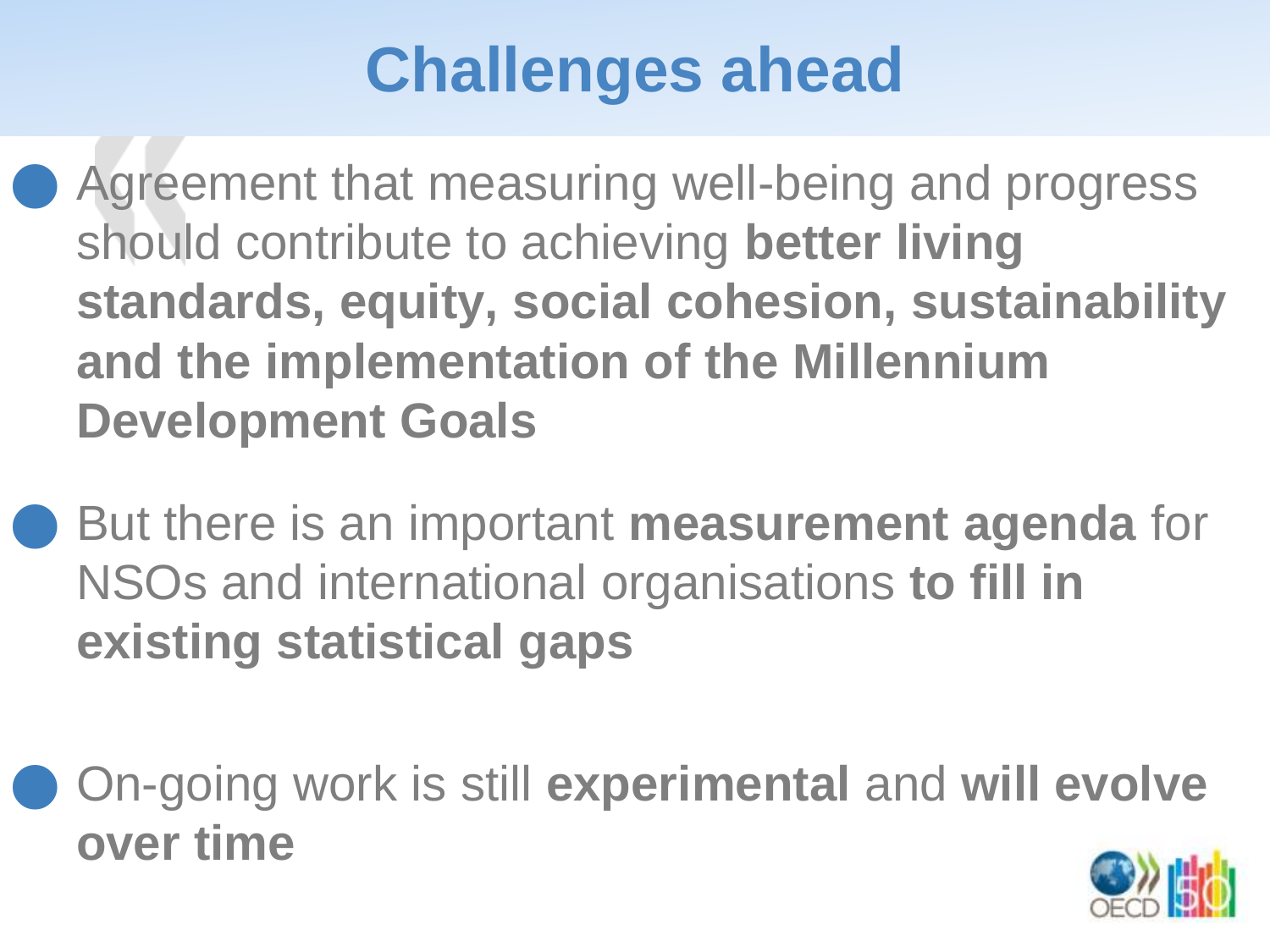# Challenges ahead

- Agreement that measuring well-being and progress should contribute to achieving **better living standards, equity, social cohesion, sustainability and the implementation of the Millennium Development Goals**
- But there is an important **measurement agenda** for NSOs and international organisations **to fill in existing statistical gaps**
- On-going work is still **experimental** and **will evolve over time**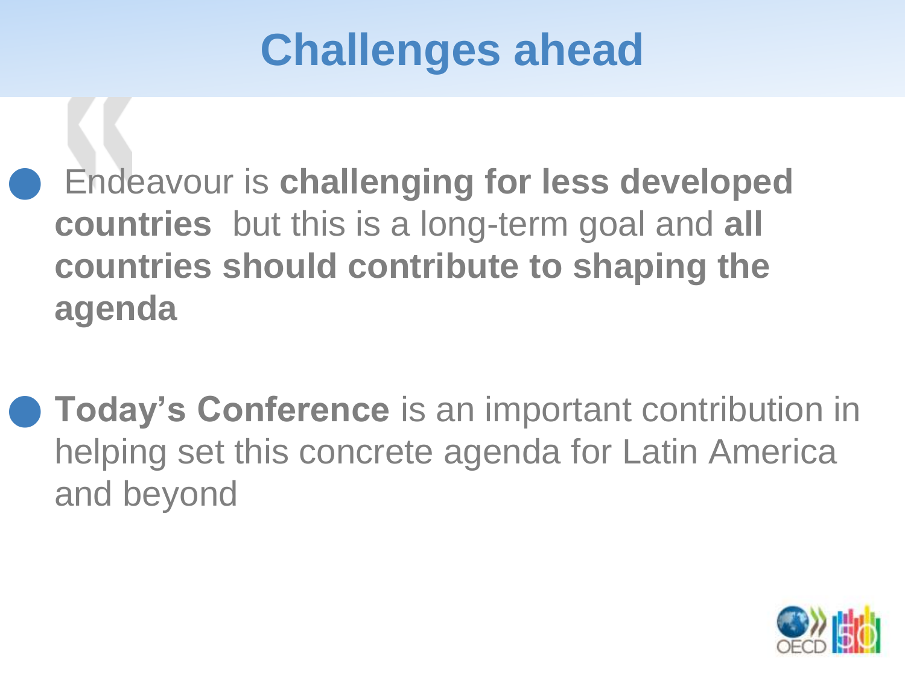# Challenges ahead

- Endeavour is **challenging for less developed countries** but this is a long-term goal and **all countries should contribute to shaping the agenda**

- **Today's Conference** is an important contribution in helping set this concrete agenda for Latin America and beyond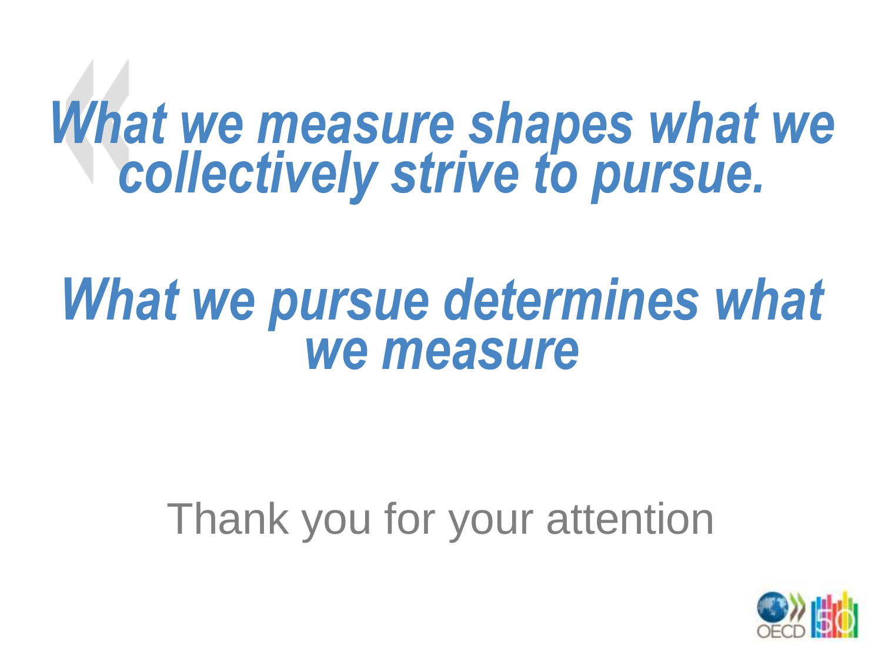*What we measure shapes what we collectively strive to pursue.*

*What we pursue determines what we measure*

Thank you for your attention